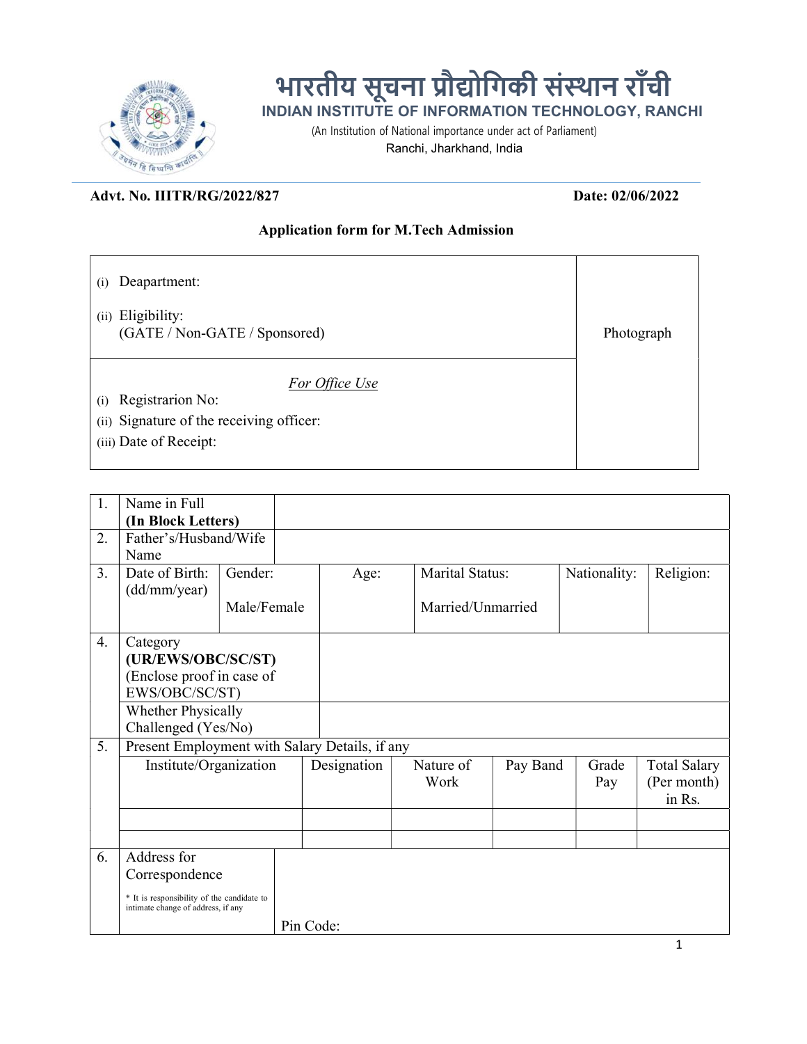# भारतीय सूचना प्रौद्योगिकी संस्थान राँची

## INDIAN INSTITUTE OF INFORMATION TECHNOLOGY, RANCHI

(An Institution of National importance under act of Parliament)

Ranchi, Jharkhand, India

**Advt. No. IIITR/RG/2022/827** **Date: 02/06/2022**

### Application form for M.Tech Admission

| | |
|---|---|
| (i) Deapartment:<br><br>(ii) Eligibility:<br>(GATE / Non-GATE / Sponsored) | Photograph |
| *For Office Use*<br>(i) Registrarion No:<br>(ii) Signature of the receiving officer:<br>(iii) Date of Receipt: | |

| | | | | | | | |
|---|---|---|---|---|---|---|---|
| 1. | Name in Full **(In Block Letters)** | | | | | | |
| 2. | Father's/Husband/Wife Name | | | | | | |
| 3. | Date of Birth: (dd/mm/year) | Gender: Male/Female | Age: | Marital Status: Married/Unmarried | Nationality: | Religion: | |
| 4. | Category **(UR/EWS/OBC/SC/ST)** (Enclose proof in case of EWS/OBC/SC/ST) | | | | | | |
| | Whether Physically Challenged (Yes/No) | | | | | | |
| 5. | Present Employment with Salary Details, if any | | | | | | |
| | Institute/Organization | Designation | Nature of Work | Pay Band | Grade Pay | Total Salary (Per month) in Rs. | |
| | | | | | | | |
| | | | | | | | |
| 6. | Address for Correspondence<br>* It is responsibility of the candidate to intimate change of address, if any | Pin Code: | | | | | |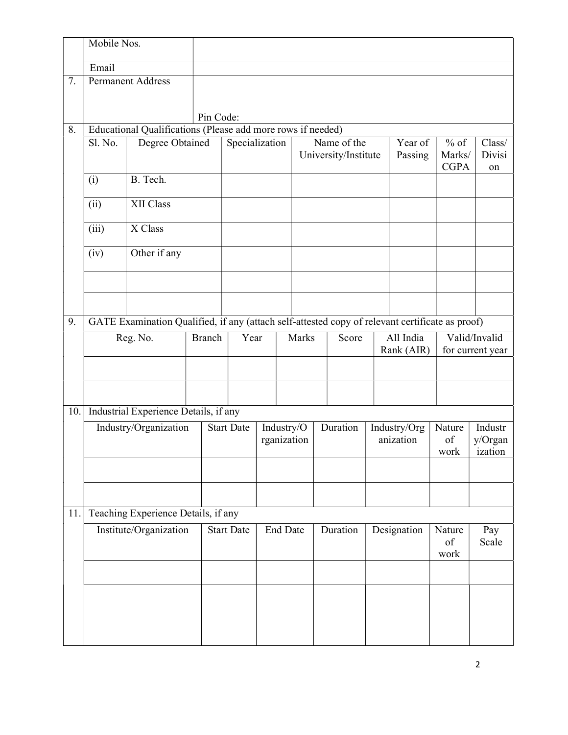|  | Mobile Nos. |  |
|---|---|---|
|  | Email |  |
| 7. | Permanent Address | Pin Code: |

8. Educational Qualifications (Please add more rows if needed)

| Sl. No. | Degree Obtained | Specialization | Name of the University/Institute | Year of Passing | % of Marks/ CGPA | Class/ Division |
|---|---|---|---|---|---|---|
| (i) | B. Tech. |  |  |  |  |  |
| (ii) | XII Class |  |  |  |  |  |
| (iii) | X Class |  |  |  |  |  |
| (iv) | Other if any |  |  |  |  |  |
|  |  |  |  |  |  |  |
|  |  |  |  |  |  |  |

9. GATE Examination Qualified, if any (attach self-attested copy of relevant certificate as proof)

| Reg. No. | Branch | Year | Marks | Score | All India Rank (AIR) | Valid/Invalid for current year |
|---|---|---|---|---|---|---|
|  |  |  |  |  |  |  |
|  |  |  |  |  |  |  |

10. Industrial Experience Details, if any

| Industry/Organization | Start Date | Industry/Organization | Duration | Industry/Organization | Nature of work | Industry/Organization |
|---|---|---|---|---|---|---|
|  |  |  |  |  |  |  |
|  |  |  |  |  |  |  |

11. Teaching Experience Details, if any

| Institute/Organization | Start Date | End Date | Duration | Designation | Nature of work | Pay Scale |
|---|---|---|---|---|---|---|
|  |  |  |  |  |  |  |
|  |  |  |  |  |  |  |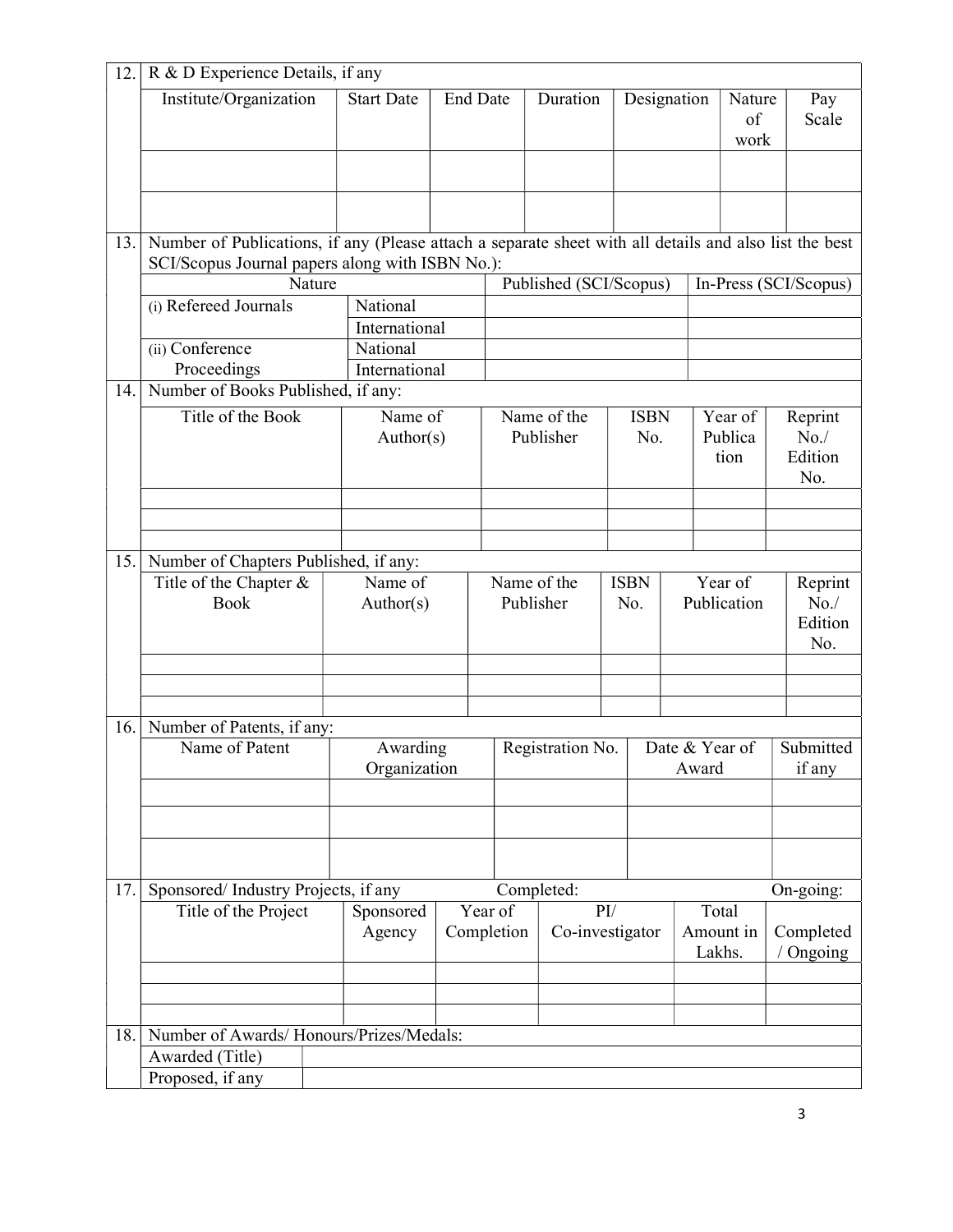12. R & D Experience Details, if any

| Institute/Organization | Start Date | End Date | Duration | Designation | Nature of work | Pay Scale |
|---|---|---|---|---|---|---|
| | | | | | | |
| | | | | | | |

13. Number of Publications, if any (Please attach a separate sheet with all details and also list the best SCI/Scopus Journal papers along with ISBN No.):

| Nature | | Published (SCI/Scopus) | In-Press (SCI/Scopus) |
|---|---|---|---|
| (i) Refereed Journals | National | | |
| | International | | |
| (ii) Conference Proceedings | National | | |
| | International | | |

14. Number of Books Published, if any:

| Title of the Book | Name of Author(s) | Name of the Publisher | ISBN No. | Year of Publication | Reprint No./ Edition No. |
|---|---|---|---|---|---|
| | | | | | |
| | | | | | |
| | | | | | |

15. Number of Chapters Published, if any:

| Title of the Chapter & Book | Name of Author(s) | Name of the Publisher | ISBN No. | Year of Publication | Reprint No./ Edition No. |
|---|---|---|---|---|---|
| | | | | | |
| | | | | | |
| | | | | | |

16. Number of Patents, if any:

| Name of Patent | Awarding Organization | Registration No. | Date & Year of Award | Submitted if any |
|---|---|---|---|---|
| | | | | |
| | | | | |
| | | | | |

17. Sponsored/ Industry Projects, if any Completed: On-going:

| Title of the Project | Sponsored Agency | Year of Completion | PI/ Co-investigator | Total Amount in Lakhs. | Completed / Ongoing |
|---|---|---|---|---|---|
| | | | | | |
| | | | | | |
| | | | | | |

18. Number of Awards/ Honours/Prizes/Medals:

| | |
|---|---|
| Awarded (Title) | |
| Proposed, if any | |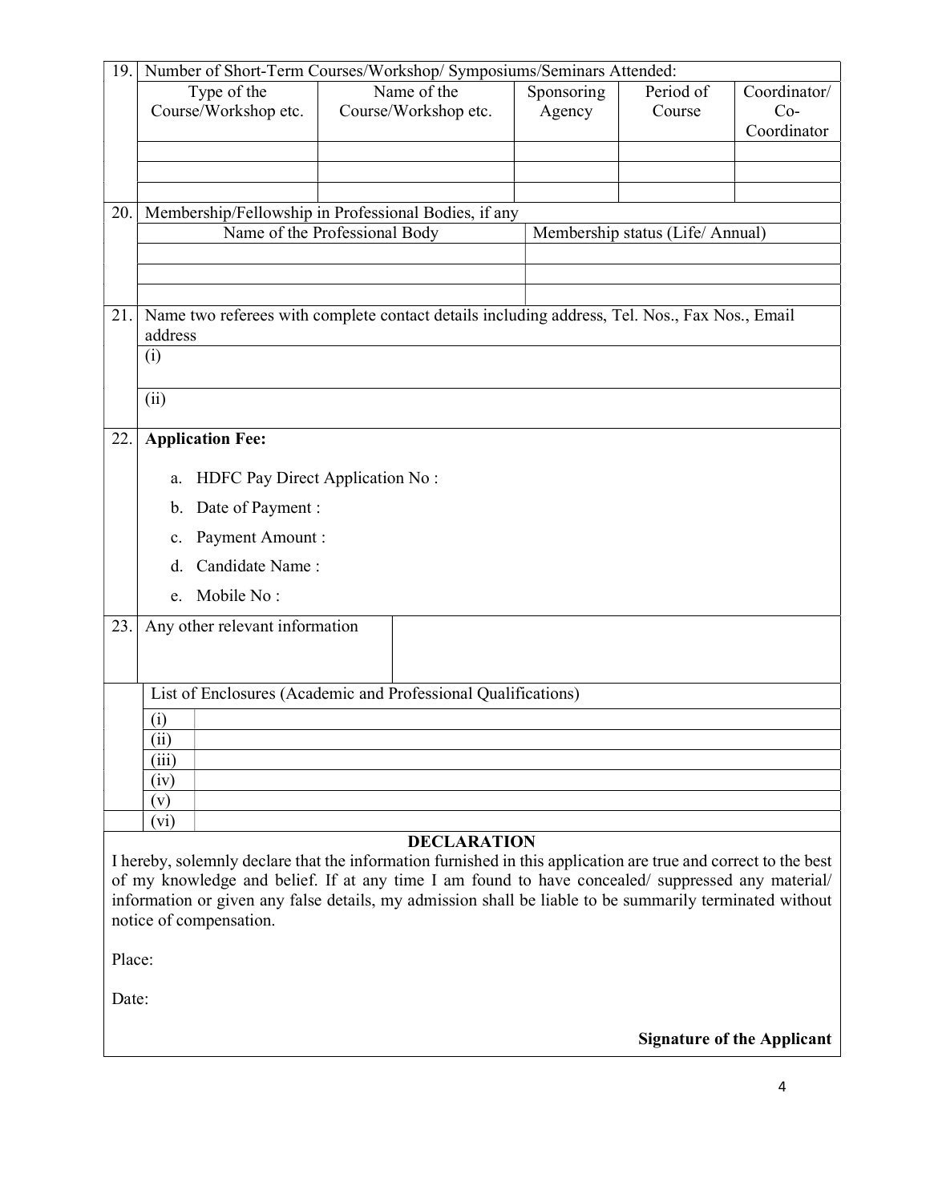19\. Number of Short-Term Courses/Workshop/ Symposiums/Seminars Attended:

| Type of the Course/Workshop etc. | Name of the Course/Workshop etc. | Sponsoring Agency | Period of Course | Coordinator/ Co-Coordinator |
|---|---|---|---|---|
| | | | | |
| | | | | |
| | | | | |

20\. Membership/Fellowship in Professional Bodies, if any

| Name of the Professional Body | Membership status (Life/ Annual) |
|---|---|
| | |
| | |
| | |

21\. Name two referees with complete contact details including address, Tel. Nos., Fax Nos., Email address

(i)

(ii)

22\. **Application Fee:**

a. HDFC Pay Direct Application No :

b. Date of Payment :

c. Payment Amount :

d. Candidate Name :

e. Mobile No :

23\. Any other relevant information

List of Enclosures (Academic and Professional Qualifications)

| | |
|---|---|
| (i) | |
| (ii) | |
| (iii) | |
| (iv) | |
| (v) | |
| (vi) | |

**DECLARATION**

I hereby, solemnly declare that the information furnished in this application are true and correct to the best of my knowledge and belief. If at any time I am found to have concealed/ suppressed any material/ information or given any false details, my admission shall be liable to be summarily terminated without notice of compensation.

Place:

Date:

**Signature of the Applicant**